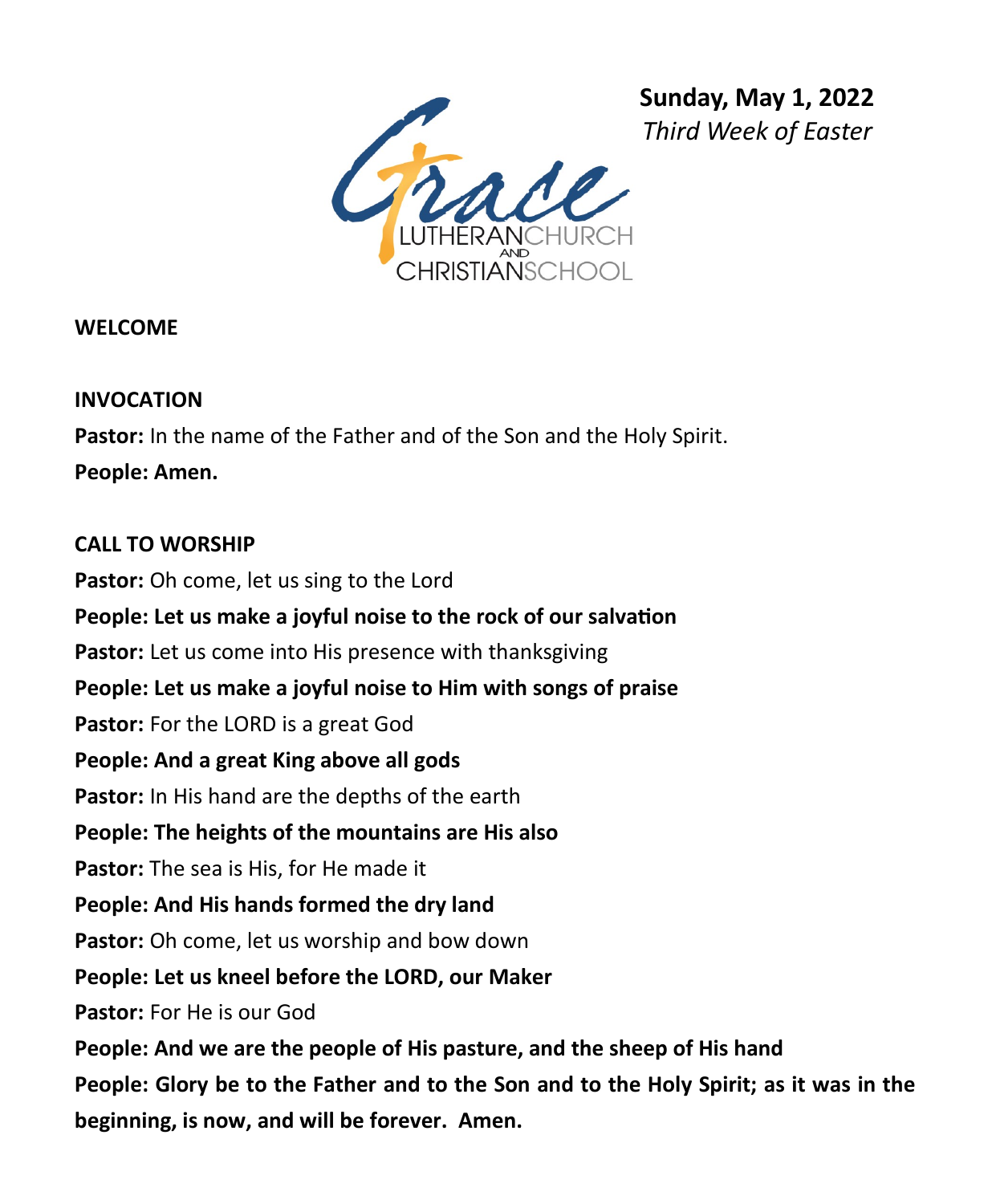Grace Lutheran Church and Christian School

**Sunday, May 1, 2022**
*Third Week of Easter*

**WELCOME**

**INVOCATION**

**Pastor:** In the name of the Father and of the Son and the Holy Spirit.

**People: Amen.**

**CALL TO WORSHIP**

**Pastor:** Oh come, let us sing to the Lord

**People: Let us make a joyful noise to the rock of our salvation**

**Pastor:** Let us come into His presence with thanksgiving

**People: Let us make a joyful noise to Him with songs of praise**

**Pastor:** For the LORD is a great God

**People: And a great King above all gods**

**Pastor:** In His hand are the depths of the earth

**People: The heights of the mountains are His also**

**Pastor:** The sea is His, for He made it

**People: And His hands formed the dry land**

**Pastor:** Oh come, let us worship and bow down

**People: Let us kneel before the LORD, our Maker**

**Pastor:** For He is our God

**People: And we are the people of His pasture, and the sheep of His hand**

**People: Glory be to the Father and to the Son and to the Holy Spirit; as it was in the beginning, is now, and will be forever. Amen.**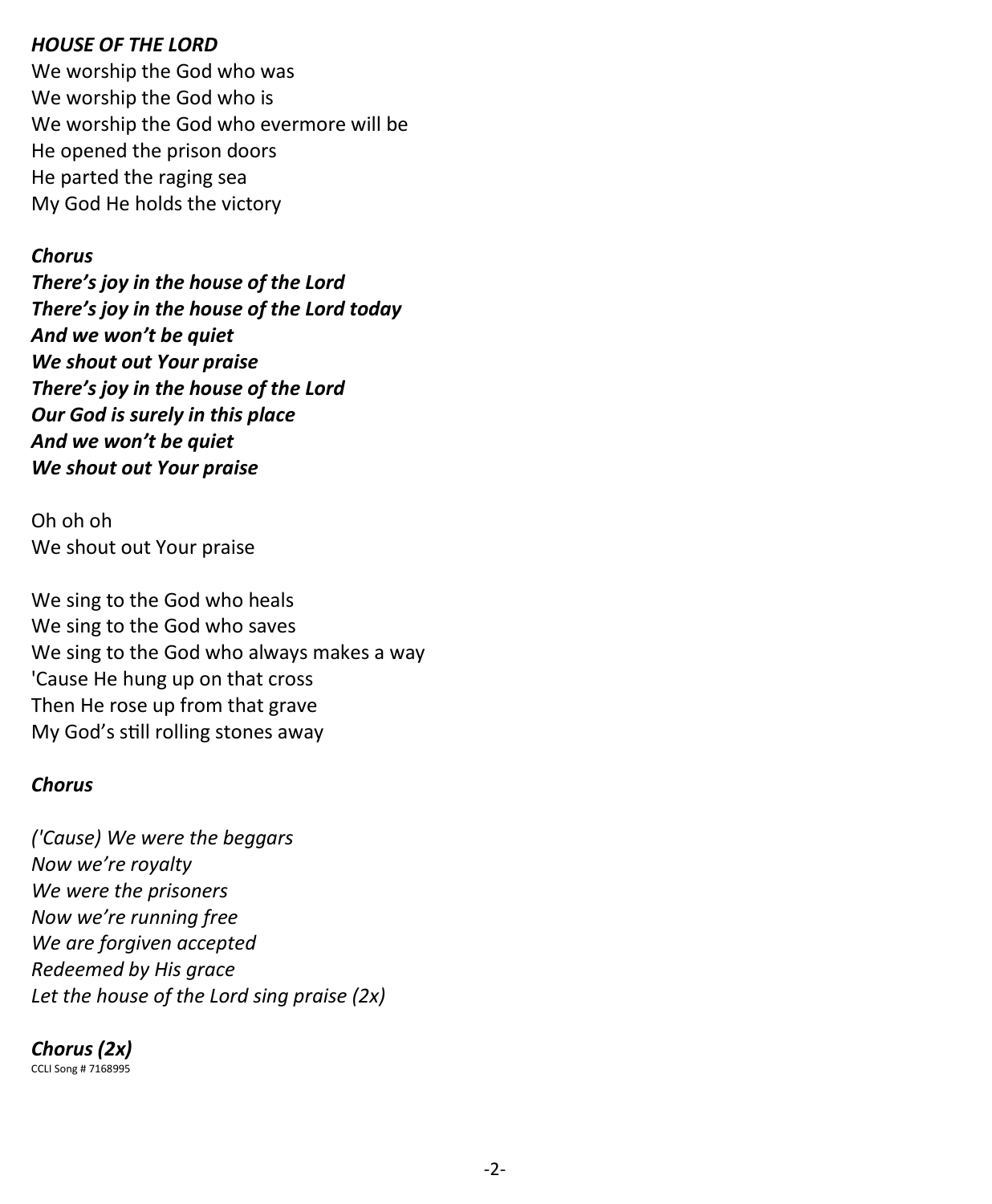***HOUSE OF THE LORD***

We worship the God who was
We worship the God who is
We worship the God who evermore will be
He opened the prison doors
He parted the raging sea
My God He holds the victory

***Chorus***
***There's joy in the house of the Lord***
***There's joy in the house of the Lord today***
***And we won't be quiet***
***We shout out Your praise***
***There's joy in the house of the Lord***
***Our God is surely in this place***
***And we won't be quiet***
***We shout out Your praise***

Oh oh oh
We shout out Your praise

We sing to the God who heals
We sing to the God who saves
We sing to the God who always makes a way
'Cause He hung up on that cross
Then He rose up from that grave
My God's still rolling stones away

***Chorus***

*('Cause) We were the beggars*
*Now we're royalty*
*We were the prisoners*
*Now we're running free*
*We are forgiven accepted*
*Redeemed by His grace*
*Let the house of the Lord sing praise (2x)*

***Chorus (2x)***
CCLI Song # 7168995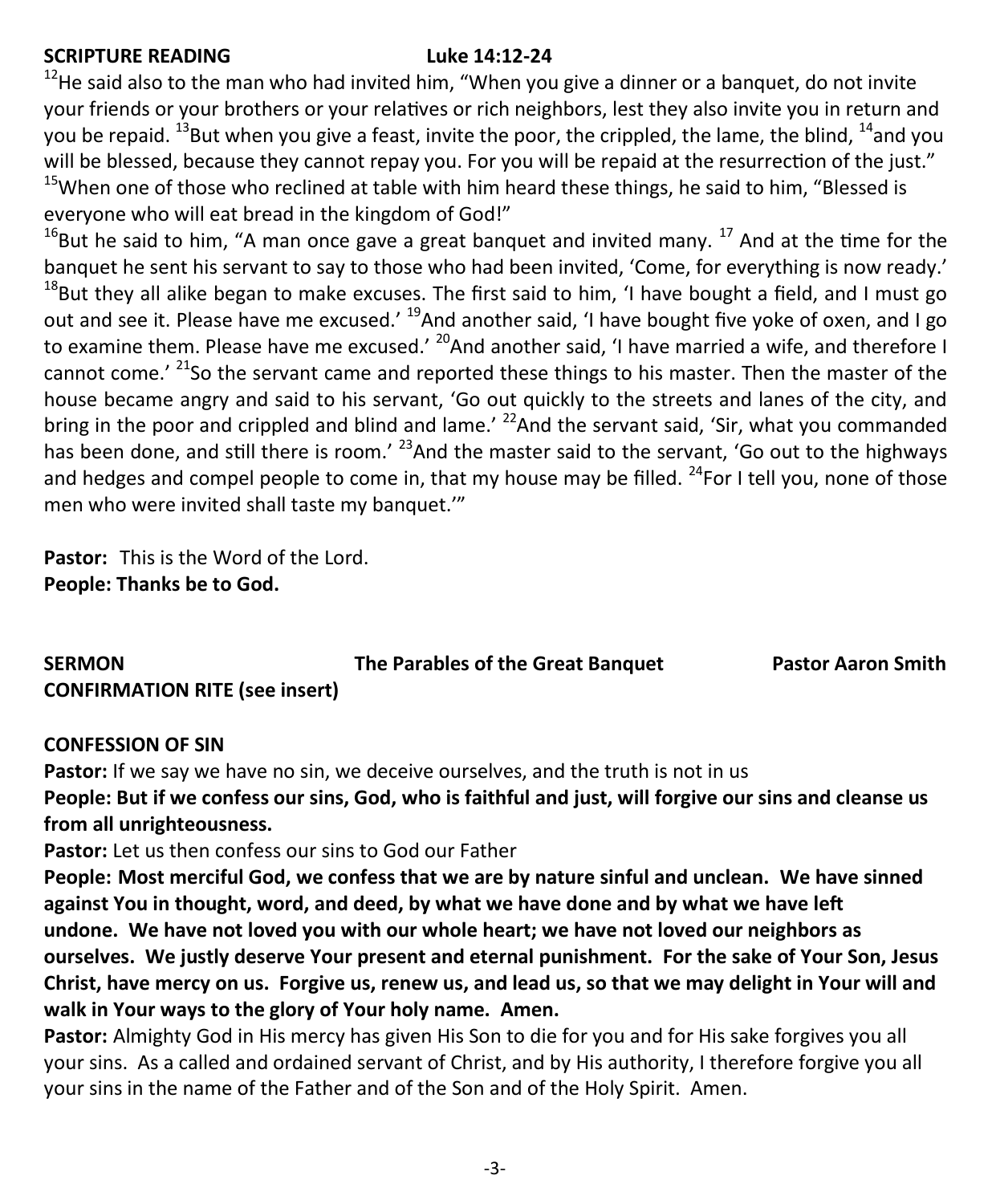**SCRIPTURE READING Luke 14:12-24**

[12]He said also to the man who had invited him, "When you give a dinner or a banquet, do not invite your friends or your brothers or your relatives or rich neighbors, lest they also invite you in return and you be repaid. [13]But when you give a feast, invite the poor, the crippled, the lame, the blind, [14]and you will be blessed, because they cannot repay you. For you will be repaid at the resurrection of the just." [15]When one of those who reclined at table with him heard these things, he said to him, "Blessed is everyone who will eat bread in the kingdom of God!"

[16]But he said to him, "A man once gave a great banquet and invited many. [17] And at the time for the banquet he sent his servant to say to those who had been invited, 'Come, for everything is now ready.' [18]But they all alike began to make excuses. The first said to him, 'I have bought a field, and I must go out and see it. Please have me excused.' [19]And another said, 'I have bought five yoke of oxen, and I go to examine them. Please have me excused.' [20]And another said, 'I have married a wife, and therefore I cannot come.' [21]So the servant came and reported these things to his master. Then the master of the house became angry and said to his servant, 'Go out quickly to the streets and lanes of the city, and bring in the poor and crippled and blind and lame.' [22]And the servant said, 'Sir, what you commanded has been done, and still there is room.' [23]And the master said to the servant, 'Go out to the highways and hedges and compel people to come in, that my house may be filled. [24]For I tell you, none of those men who were invited shall taste my banquet.'"

**Pastor:** This is the Word of the Lord.
**People: Thanks be to God.**

**SERMON** **The Parables of the Great Banquet** **Pastor Aaron Smith**

**CONFIRMATION RITE (see insert)**

**CONFESSION OF SIN**

**Pastor:** If we say we have no sin, we deceive ourselves, and the truth is not in us

**People: But if we confess our sins, God, who is faithful and just, will forgive our sins and cleanse us from all unrighteousness.**

**Pastor:** Let us then confess our sins to God our Father

**People: Most merciful God, we confess that we are by nature sinful and unclean. We have sinned against You in thought, word, and deed, by what we have done and by what we have left undone. We have not loved you with our whole heart; we have not loved our neighbors as ourselves. We justly deserve Your present and eternal punishment. For the sake of Your Son, Jesus Christ, have mercy on us. Forgive us, renew us, and lead us, so that we may delight in Your will and walk in Your ways to the glory of Your holy name. Amen.**

**Pastor:** Almighty God in His mercy has given His Son to die for you and for His sake forgives you all your sins. As a called and ordained servant of Christ, and by His authority, I therefore forgive you all your sins in the name of the Father and of the Son and of the Holy Spirit. Amen.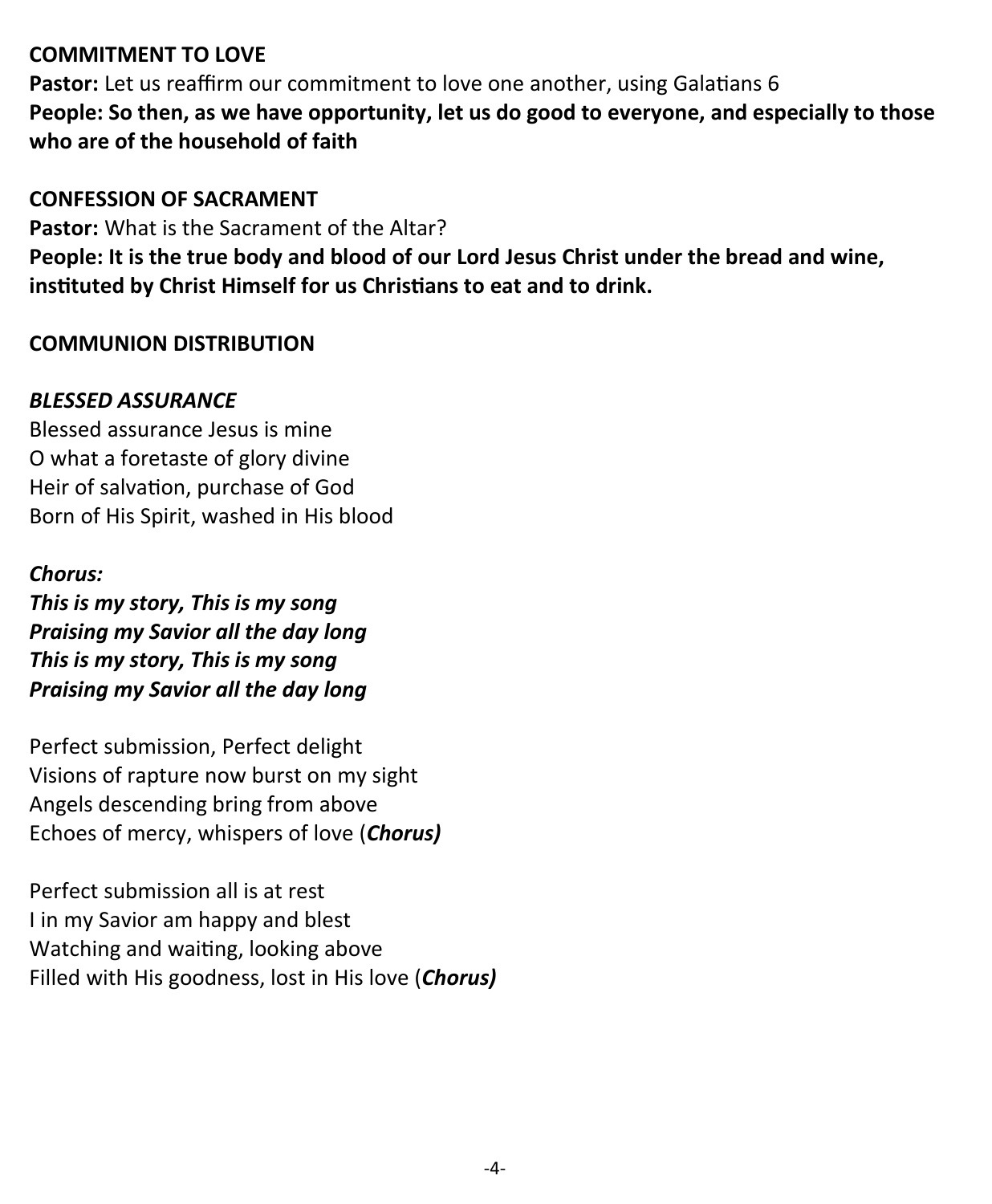**COMMITMENT TO LOVE**

**Pastor:** Let us reaffirm our commitment to love one another, using Galatians 6

**People: So then, as we have opportunity, let us do good to everyone, and especially to those who are of the household of faith**

**CONFESSION OF SACRAMENT**

**Pastor:** What is the Sacrament of the Altar?

**People: It is the true body and blood of our Lord Jesus Christ under the bread and wine, instituted by Christ Himself for us Christians to eat and to drink.**

**COMMUNION DISTRIBUTION**

***BLESSED ASSURANCE***

Blessed assurance Jesus is mine
O what a foretaste of glory divine
Heir of salvation, purchase of God
Born of His Spirit, washed in His blood

***Chorus:***
***This is my story, This is my song***
***Praising my Savior all the day long***
***This is my story, This is my song***
***Praising my Savior all the day long***

Perfect submission, Perfect delight
Visions of rapture now burst on my sight
Angels descending bring from above
Echoes of mercy, whispers of love (***Chorus)***

Perfect submission all is at rest
I in my Savior am happy and blest
Watching and waiting, looking above
Filled with His goodness, lost in His love (***Chorus)***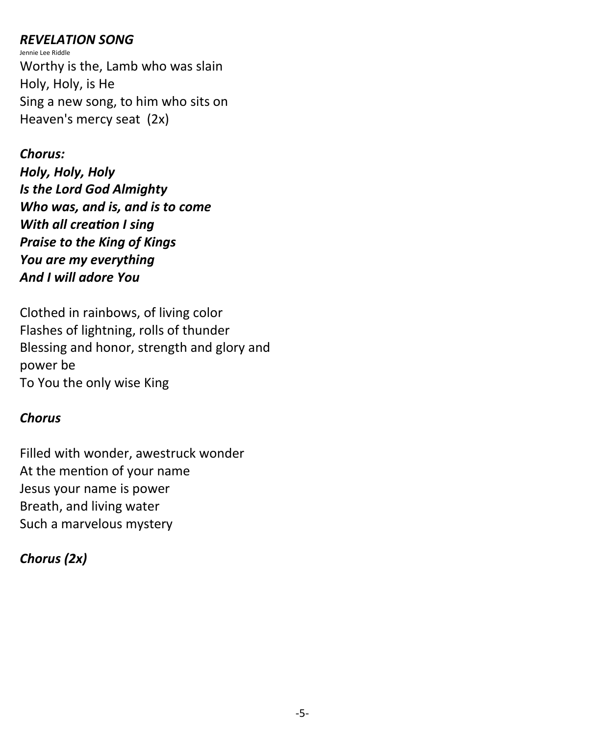### *REVELATION SONG*

Jennie Lee Riddle

Worthy is the, Lamb who was slain
Holy, Holy, is He
Sing a new song, to him who sits on
Heaven's mercy seat (2x)

***Chorus:***
***Holy, Holy, Holy***
***Is the Lord God Almighty***
***Who was, and is, and is to come***
***With all creation I sing***
***Praise to the King of Kings***
***You are my everything***
***And I will adore You***

Clothed in rainbows, of living color
Flashes of lightning, rolls of thunder
Blessing and honor, strength and glory and power be
To You the only wise King

***Chorus***

Filled with wonder, awestruck wonder
At the mention of your name
Jesus your name is power
Breath, and living water
Such a marvelous mystery

***Chorus (2x)***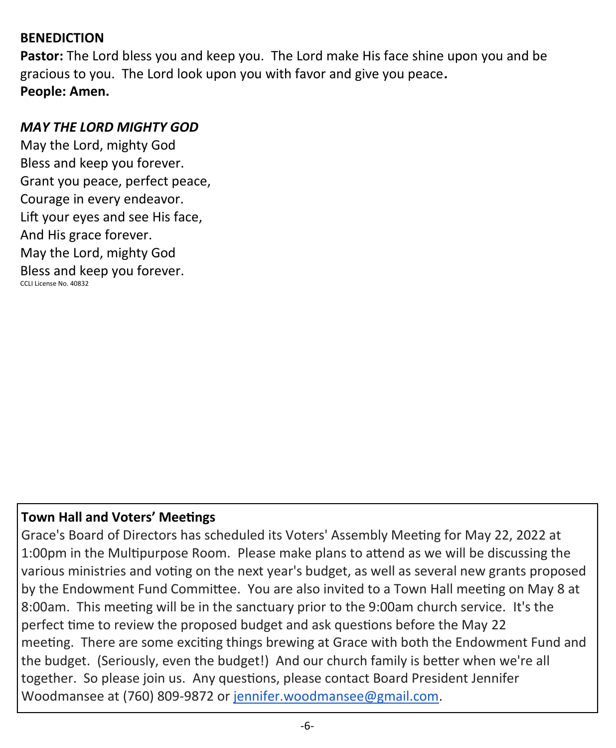**BENEDICTION**

**Pastor:** The Lord bless you and keep you. The Lord make His face shine upon you and be gracious to you. The Lord look upon you with favor and give you peace**.**
**People: Amen.**

***MAY THE LORD MIGHTY GOD***

May the Lord, mighty God
Bless and keep you forever.
Grant you peace, perfect peace,
Courage in every endeavor.
Lift your eyes and see His face,
And His grace forever.
May the Lord, mighty God
Bless and keep you forever.
CCLI License No. 40832

**Town Hall and Voters' Meetings**

Grace's Board of Directors has scheduled its Voters' Assembly Meeting for May 22, 2022 at 1:00pm in the Multipurpose Room. Please make plans to attend as we will be discussing the various ministries and voting on the next year's budget, as well as several new grants proposed by the Endowment Fund Committee. You are also invited to a Town Hall meeting on May 8 at 8:00am. This meeting will be in the sanctuary prior to the 9:00am church service. It's the perfect time to review the proposed budget and ask questions before the May 22 meeting. There are some exciting things brewing at Grace with both the Endowment Fund and the budget. (Seriously, even the budget!) And our church family is better when we're all together. So please join us. Any questions, please contact Board President Jennifer Woodmansee at (760) 809-9872 or jennifer.woodmansee@gmail.com.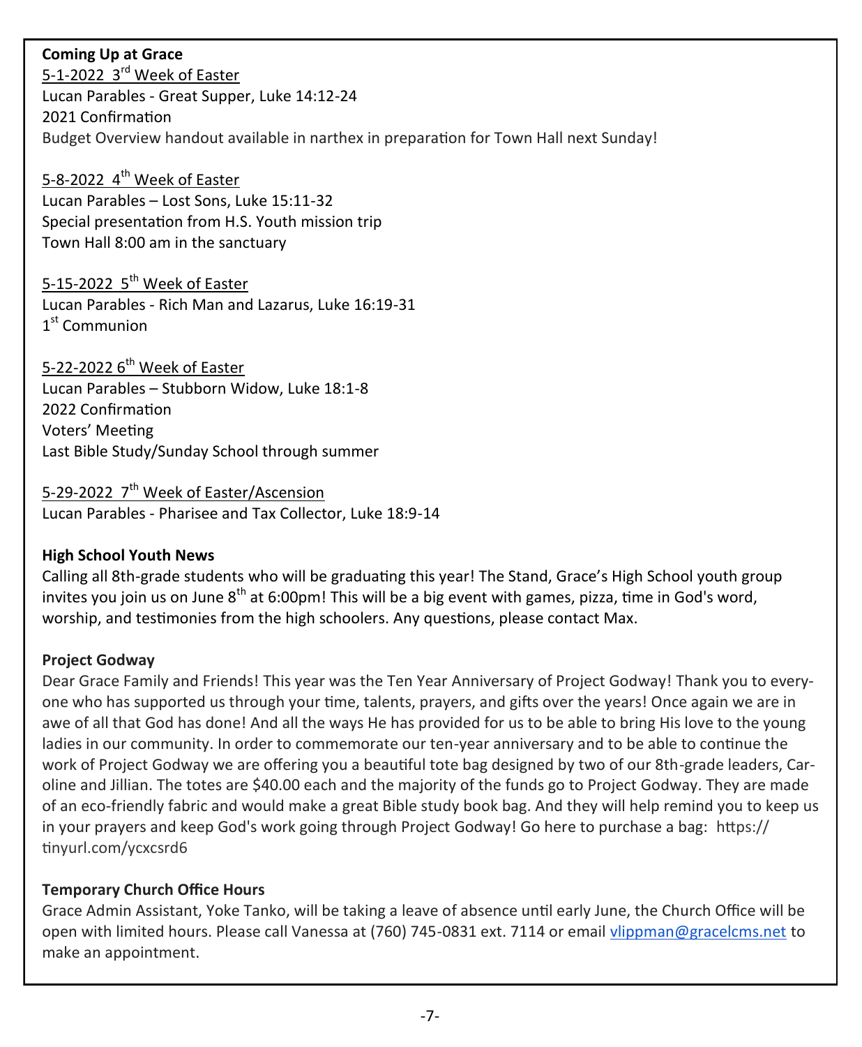**Coming Up at Grace**

5-1-2022 3rd Week of Easter
Lucan Parables - Great Supper, Luke 14:12-24
2021 Confirmation
Budget Overview handout available in narthex in preparation for Town Hall next Sunday!

5-8-2022 4th Week of Easter
Lucan Parables – Lost Sons, Luke 15:11-32
Special presentation from H.S. Youth mission trip
Town Hall 8:00 am in the sanctuary

5-15-2022 5th Week of Easter
Lucan Parables - Rich Man and Lazarus, Luke 16:19-31
1st Communion

5-22-2022 6th Week of Easter
Lucan Parables – Stubborn Widow, Luke 18:1-8
2022 Confirmation
Voters' Meeting
Last Bible Study/Sunday School through summer

5-29-2022 7th Week of Easter/Ascension
Lucan Parables - Pharisee and Tax Collector, Luke 18:9-14

**High School Youth News**

Calling all 8th-grade students who will be graduating this year! The Stand, Grace's High School youth group invites you join us on June 8th at 6:00pm! This will be a big event with games, pizza, time in God's word, worship, and testimonies from the high schoolers. Any questions, please contact Max.

**Project Godway**

Dear Grace Family and Friends! This year was the Ten Year Anniversary of Project Godway! Thank you to everyone who has supported us through your time, talents, prayers, and gifts over the years! Once again we are in awe of all that God has done! And all the ways He has provided for us to be able to bring His love to the young ladies in our community. In order to commemorate our ten-year anniversary and to be able to continue the work of Project Godway we are offering you a beautiful tote bag designed by two of our 8th-grade leaders, Caroline and Jillian. The totes are $40.00 each and the majority of the funds go to Project Godway. They are made of an eco-friendly fabric and would make a great Bible study book bag. And they will help remind you to keep us in your prayers and keep God's work going through Project Godway! Go here to purchase a bag: https://tinyurl.com/ycxcsrd6

**Temporary Church Office Hours**

Grace Admin Assistant, Yoke Tanko, will be taking a leave of absence until early June, the Church Office will be open with limited hours. Please call Vanessa at (760) 745-0831 ext. 7114 or email vlippman@gracelcms.net to make an appointment.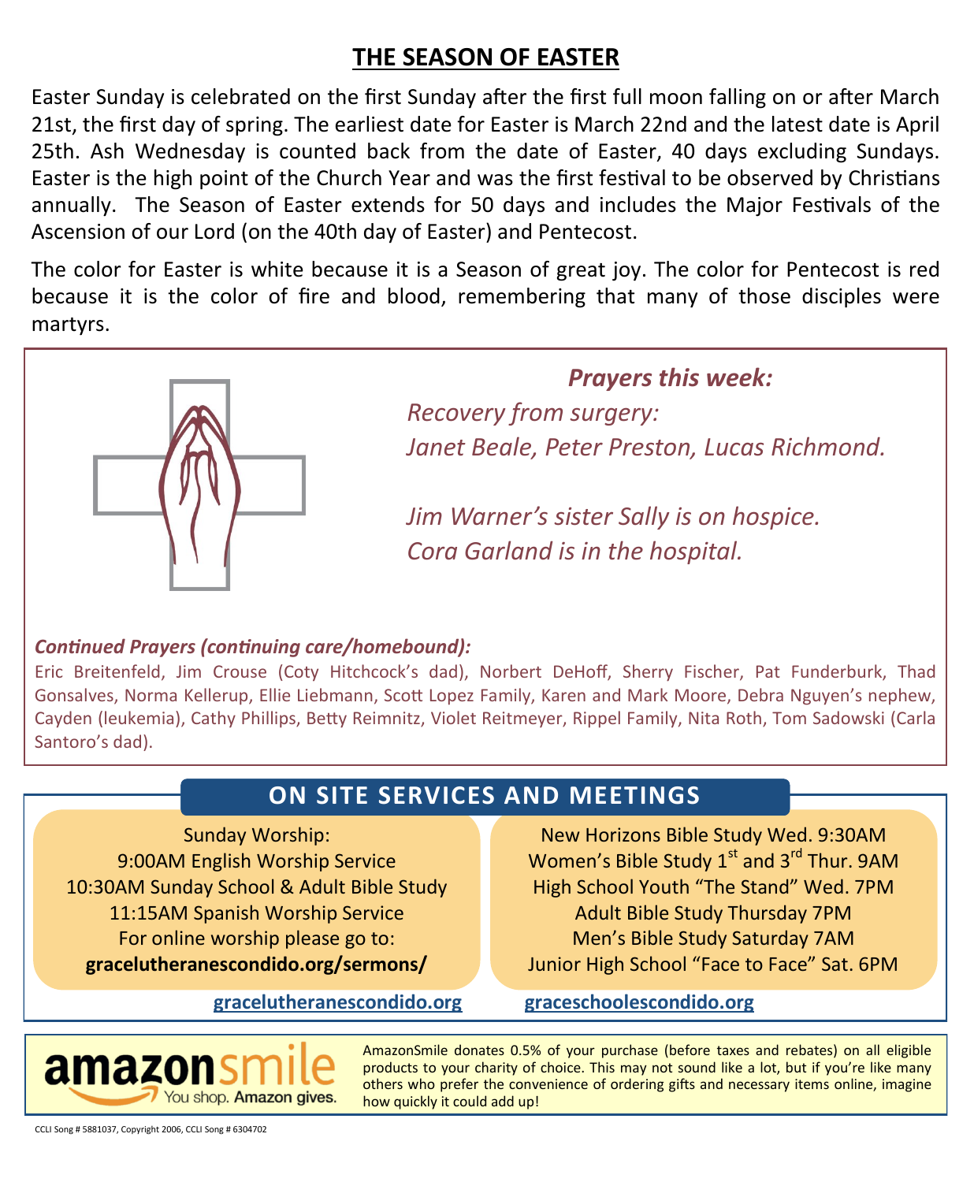# THE SEASON OF EASTER

Easter Sunday is celebrated on the first Sunday after the first full moon falling on or after March 21st, the first day of spring. The earliest date for Easter is March 22nd and the latest date is April 25th. Ash Wednesday is counted back from the date of Easter, 40 days excluding Sundays. Easter is the high point of the Church Year and was the first festival to be observed by Christians annually. The Season of Easter extends for 50 days and includes the Major Festivals of the Ascension of our Lord (on the 40th day of Easter) and Pentecost.

The color for Easter is white because it is a Season of great joy. The color for Pentecost is red because it is the color of fire and blood, remembering that many of those disciples were martyrs.

***Prayers this week:***

*Recovery from surgery:*
*Janet Beale, Peter Preston, Lucas Richmond.*

*Jim Warner's sister Sally is on hospice.*
*Cora Garland is in the hospital.*

***Continued Prayers (continuing care/homebound):***

Eric Breitenfeld, Jim Crouse (Coty Hitchcock's dad), Norbert DeHoff, Sherry Fischer, Pat Funderburk, Thad Gonsalves, Norma Kellerup, Ellie Liebmann, Scott Lopez Family, Karen and Mark Moore, Debra Nguyen's nephew, Cayden (leukemia), Cathy Phillips, Betty Reimnitz, Violet Reitmeyer, Rippel Family, Nita Roth, Tom Sadowski (Carla Santoro's dad).

## ON SITE SERVICES AND MEETINGS

Sunday Worship:
9:00AM English Worship Service
10:30AM Sunday School & Adult Bible Study
11:15AM Spanish Worship Service
For online worship please go to:
**gracelutheranescondido.org/sermons/**

New Horizons Bible Study Wed. 9:30AM
Women's Bible Study 1st and 3rd Thur. 9AM
High School Youth "The Stand" Wed. 7PM
Adult Bible Study Thursday 7PM
Men's Bible Study Saturday 7AM
Junior High School "Face to Face" Sat. 6PM

**gracelutheranescondido.org** **graceschoolescondido.org**

amazonsmile
You shop. Amazon gives.

AmazonSmile donates 0.5% of your purchase (before taxes and rebates) on all eligible products to your charity of choice. This may not sound like a lot, but if you're like many others who prefer the convenience of ordering gifts and necessary items online, imagine how quickly it could add up!

CCLI Song # 5881037, Copyright 2006, CCLI Song # 6304702